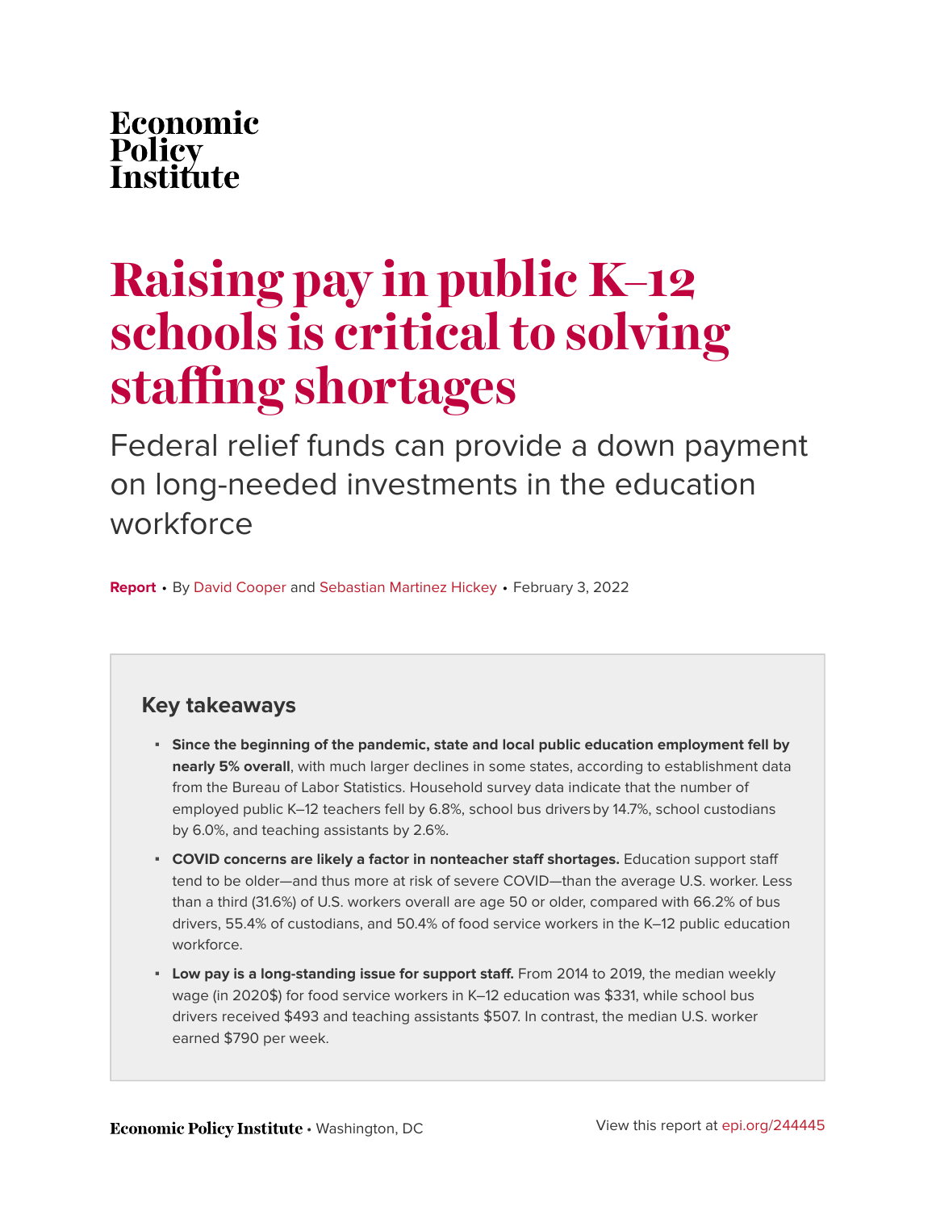Economic Policy Institute

# Raising pay in public K–12 schools is critical to solving staffing shortages

## Federal relief funds can provide a down payment on long-needed investments in the education workforce

**Report** • By David Cooper and Sebastian Martinez Hickey • February 3, 2022

### Key takeaways

- **Since the beginning of the pandemic, state and local public education employment fell by nearly 5% overall**, with much larger declines in some states, according to establishment data from the Bureau of Labor Statistics. Household survey data indicate that the number of employed public K–12 teachers fell by 6.8%, school bus drivers by 14.7%, school custodians by 6.0%, and teaching assistants by 2.6%.
- **COVID concerns are likely a factor in nonteacher staff shortages.** Education support staff tend to be older—and thus more at risk of severe COVID—than the average U.S. worker. Less than a third (31.6%) of U.S. workers overall are age 50 or older, compared with 66.2% of bus drivers, 55.4% of custodians, and 50.4% of food service workers in the K–12 public education workforce.
- **Low pay is a long-standing issue for support staff.** From 2014 to 2019, the median weekly wage (in 2020$) for food service workers in K–12 education was $331, while school bus drivers received $493 and teaching assistants $507. In contrast, the median U.S. worker earned $790 per week.

**Economic Policy Institute** • Washington, DC

View this report at epi.org/244445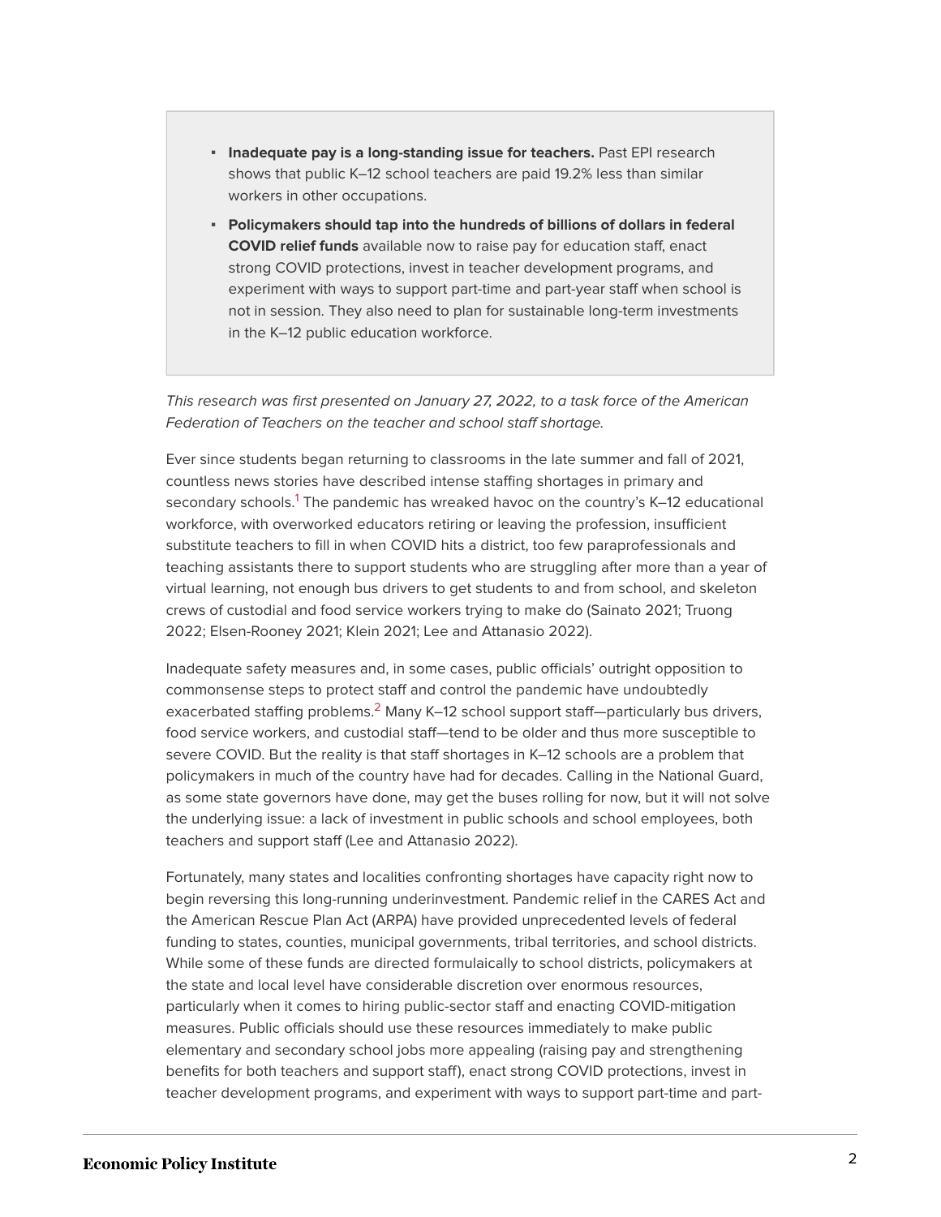- **Inadequate pay is a long-standing issue for teachers.** Past EPI research shows that public K–12 school teachers are paid 19.2% less than similar workers in other occupations.
- **Policymakers should tap into the hundreds of billions of dollars in federal COVID relief funds** available now to raise pay for education staff, enact strong COVID protections, invest in teacher development programs, and experiment with ways to support part-time and part-year staff when school is not in session. They also need to plan for sustainable long-term investments in the K–12 public education workforce.

*This research was first presented on January 27, 2022, to a task force of the American Federation of Teachers on the teacher and school staff shortage.*

Ever since students began returning to classrooms in the late summer and fall of 2021, countless news stories have described intense staffing shortages in primary and secondary schools.[1] The pandemic has wreaked havoc on the country's K–12 educational workforce, with overworked educators retiring or leaving the profession, insufficient substitute teachers to fill in when COVID hits a district, too few paraprofessionals and teaching assistants there to support students who are struggling after more than a year of virtual learning, not enough bus drivers to get students to and from school, and skeleton crews of custodial and food service workers trying to make do (Sainato 2021; Truong 2022; Elsen-Rooney 2021; Klein 2021; Lee and Attanasio 2022).

Inadequate safety measures and, in some cases, public officials' outright opposition to commonsense steps to protect staff and control the pandemic have undoubtedly exacerbated staffing problems.[2] Many K–12 school support staff—particularly bus drivers, food service workers, and custodial staff—tend to be older and thus more susceptible to severe COVID. But the reality is that staff shortages in K–12 schools are a problem that policymakers in much of the country have had for decades. Calling in the National Guard, as some state governors have done, may get the buses rolling for now, but it will not solve the underlying issue: a lack of investment in public schools and school employees, both teachers and support staff (Lee and Attanasio 2022).

Fortunately, many states and localities confronting shortages have capacity right now to begin reversing this long-running underinvestment. Pandemic relief in the CARES Act and the American Rescue Plan Act (ARPA) have provided unprecedented levels of federal funding to states, counties, municipal governments, tribal territories, and school districts. While some of these funds are directed formulaically to school districts, policymakers at the state and local level have considerable discretion over enormous resources, particularly when it comes to hiring public-sector staff and enacting COVID-mitigation measures. Public officials should use these resources immediately to make public elementary and secondary school jobs more appealing (raising pay and strengthening benefits for both teachers and support staff), enact strong COVID protections, invest in teacher development programs, and experiment with ways to support part-time and part-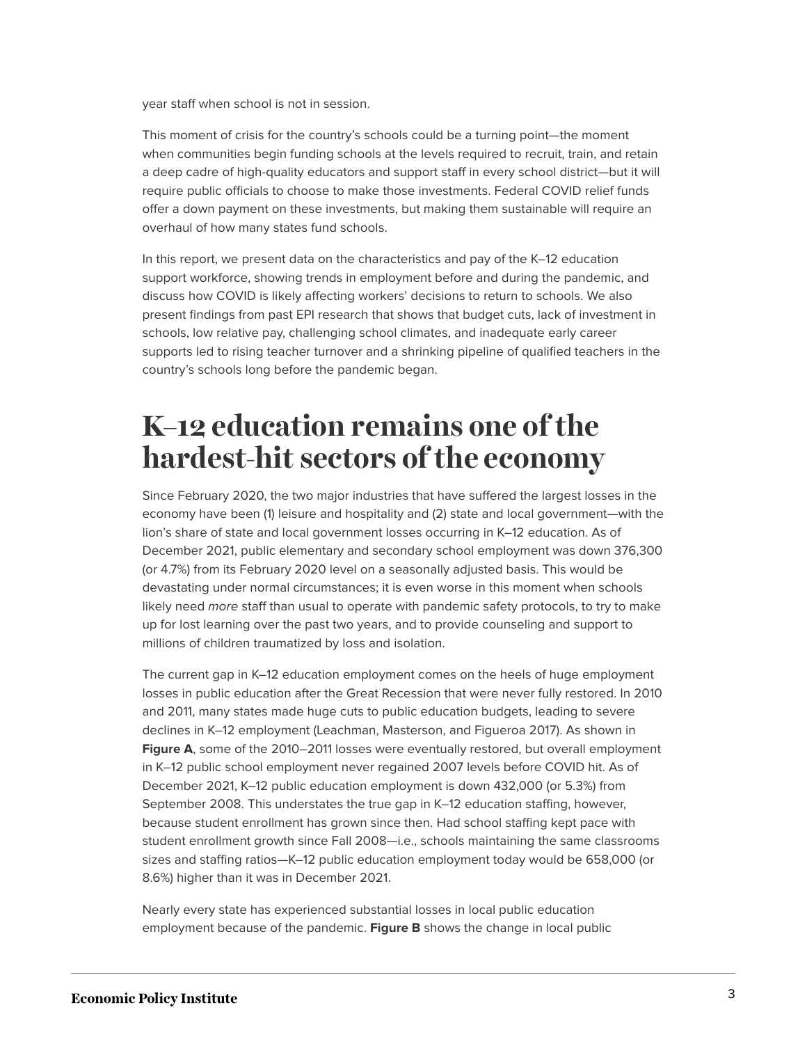year staff when school is not in session.

This moment of crisis for the country's schools could be a turning point—the moment when communities begin funding schools at the levels required to recruit, train, and retain a deep cadre of high-quality educators and support staff in every school district—but it will require public officials to choose to make those investments. Federal COVID relief funds offer a down payment on these investments, but making them sustainable will require an overhaul of how many states fund schools.

In this report, we present data on the characteristics and pay of the K–12 education support workforce, showing trends in employment before and during the pandemic, and discuss how COVID is likely affecting workers' decisions to return to schools. We also present findings from past EPI research that shows that budget cuts, lack of investment in schools, low relative pay, challenging school climates, and inadequate early career supports led to rising teacher turnover and a shrinking pipeline of qualified teachers in the country's schools long before the pandemic began.

## K–12 education remains one of the hardest-hit sectors of the economy

Since February 2020, the two major industries that have suffered the largest losses in the economy have been (1) leisure and hospitality and (2) state and local government—with the lion's share of state and local government losses occurring in K–12 education. As of December 2021, public elementary and secondary school employment was down 376,300 (or 4.7%) from its February 2020 level on a seasonally adjusted basis. This would be devastating under normal circumstances; it is even worse in this moment when schools likely need *more* staff than usual to operate with pandemic safety protocols, to try to make up for lost learning over the past two years, and to provide counseling and support to millions of children traumatized by loss and isolation.

The current gap in K–12 education employment comes on the heels of huge employment losses in public education after the Great Recession that were never fully restored. In 2010 and 2011, many states made huge cuts to public education budgets, leading to severe declines in K–12 employment (Leachman, Masterson, and Figueroa 2017). As shown in **Figure A**, some of the 2010–2011 losses were eventually restored, but overall employment in K–12 public school employment never regained 2007 levels before COVID hit. As of December 2021, K–12 public education employment is down 432,000 (or 5.3%) from September 2008. This understates the true gap in K–12 education staffing, however, because student enrollment has grown since then. Had school staffing kept pace with student enrollment growth since Fall 2008—i.e., schools maintaining the same classrooms sizes and staffing ratios—K–12 public education employment today would be 658,000 (or 8.6%) higher than it was in December 2021.

Nearly every state has experienced substantial losses in local public education employment because of the pandemic. **Figure B** shows the change in local public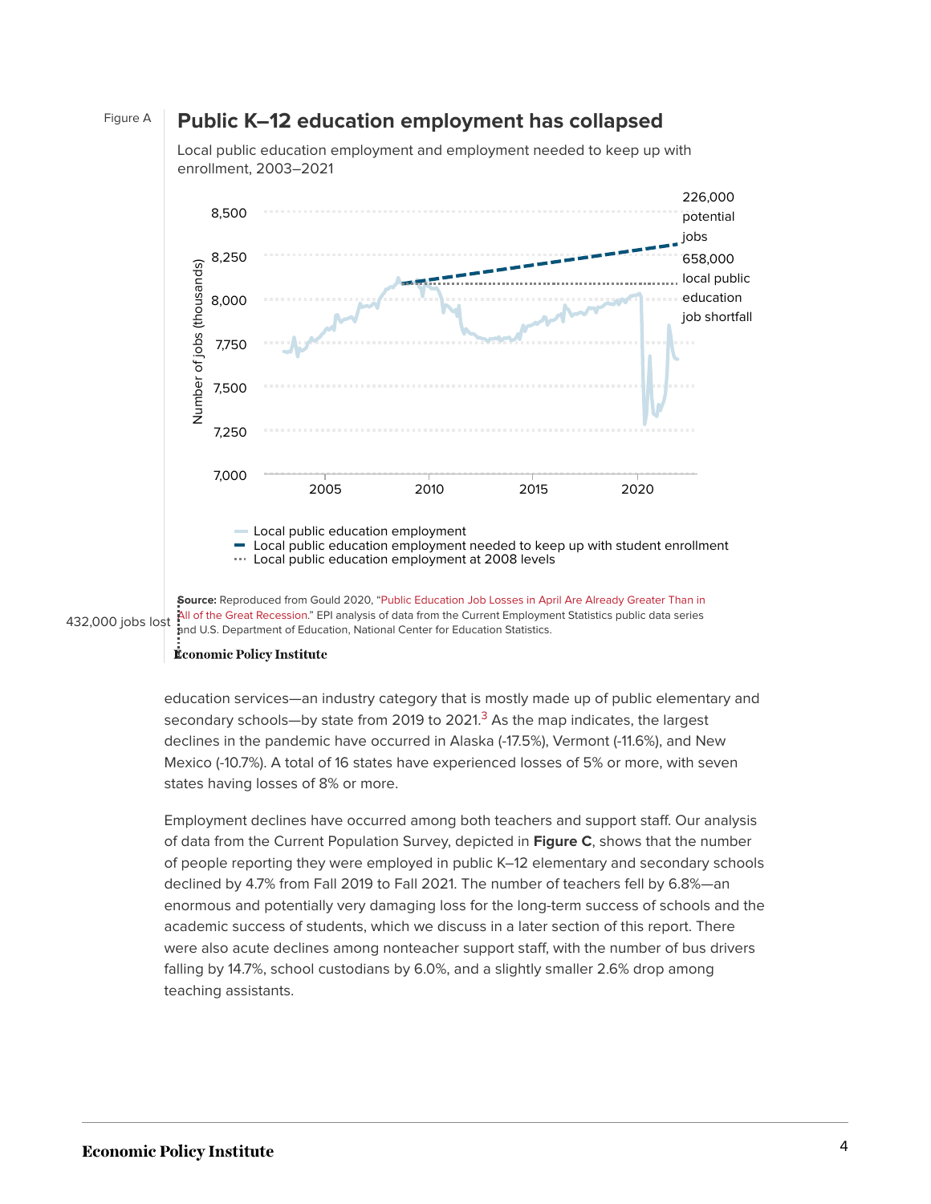Figure A

## Public K–12 education employment has collapsed

Local public education employment and employment needed to keep up with enrollment, 2003–2021

226,000 potential jobs

658,000 local public education job shortfall

432,000 jobs lost

Number of jobs (thousands)

8,500
8,250
8,000
7,750
7,500
7,250
7,000

2005 2010 2015 2020

- Local public education employment
- Local public education employment needed to keep up with student enrollment
- Local public education employment at 2008 levels

**Source:** Reproduced from Gould 2020, "Public Education Job Losses in April Are Already Greater Than in All of the Great Recession." EPI analysis of data from the Current Employment Statistics public data series and U.S. Department of Education, National Center for Education Statistics.

Economic Policy Institute

education services—an industry category that is mostly made up of public elementary and secondary schools—by state from 2019 to 2021.[3] As the map indicates, the largest declines in the pandemic have occurred in Alaska (-17.5%), Vermont (-11.6%), and New Mexico (-10.7%). A total of 16 states have experienced losses of 5% or more, with seven states having losses of 8% or more.

Employment declines have occurred among both teachers and support staff. Our analysis of data from the Current Population Survey, depicted in **Figure C**, shows that the number of people reporting they were employed in public K–12 elementary and secondary schools declined by 4.7% from Fall 2019 to Fall 2021. The number of teachers fell by 6.8%—an enormous and potentially very damaging loss for the long-term success of schools and the academic success of students, which we discuss in a later section of this report. There were also acute declines among nonteacher support staff, with the number of bus drivers falling by 14.7%, school custodians by 6.0%, and a slightly smaller 2.6% drop among teaching assistants.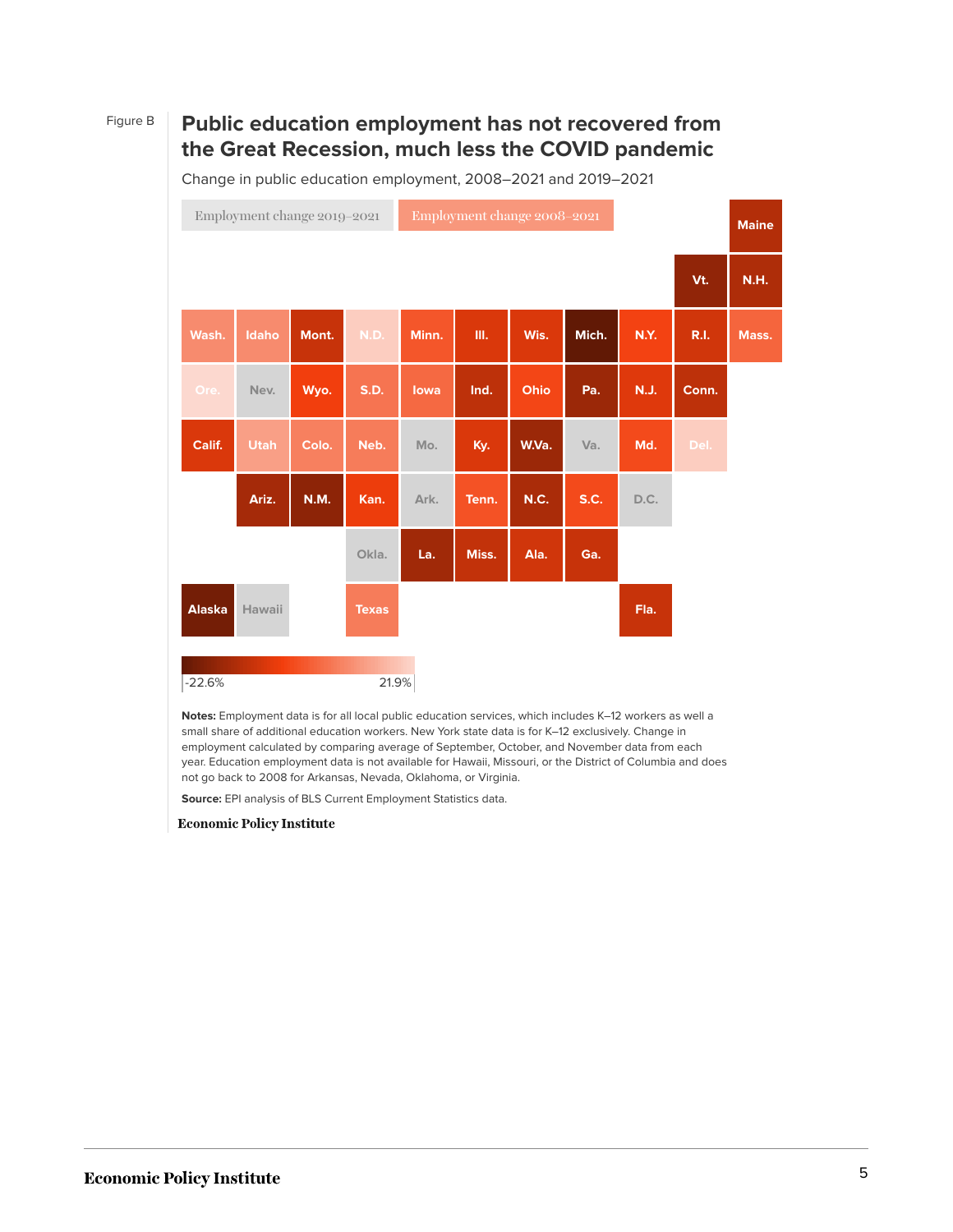Figure B

## Public education employment has not recovered from the Great Recession, much less the COVID pandemic

Change in public education employment, 2008–2021 and 2019–2021

Employment change 2019–2021 | Employment change 2008–2021

| | | | | | | | | | | Maine |
|---|---|---|---|---|---|---|---|---|---|---|
| | | | | | | | | | Vt. | N.H. |
| Wash. | Idaho | Mont. | N.D. | Minn. | Ill. | Wis. | Mich. | N.Y. | R.I. | Mass. |
| Ore. | Nev. | Wyo. | S.D. | Iowa | Ind. | Ohio | Pa. | N.J. | Conn. | |
| Calif. | Utah | Colo. | Neb. | Mo. | Ky. | W.Va. | Va. | Md. | Del. | |
| | Ariz. | N.M. | Kan. | Ark. | Tenn. | N.C. | S.C. | D.C. | | |
| | | | Okla. | La. | Miss. | Ala. | Ga. | | | |
| Alaska | Hawaii | | Texas | | | | | Fla. | | |

-22.6% — 21.9%

**Notes:** Employment data is for all local public education services, which includes K–12 workers as well a small share of additional education workers. New York state data is for K–12 exclusively. Change in employment calculated by comparing average of September, October, and November data from each year. Education employment data is not available for Hawaii, Missouri, or the District of Columbia and does not go back to 2008 for Arkansas, Nevada, Oklahoma, or Virginia.

**Source:** EPI analysis of BLS Current Employment Statistics data.

**Economic Policy Institute**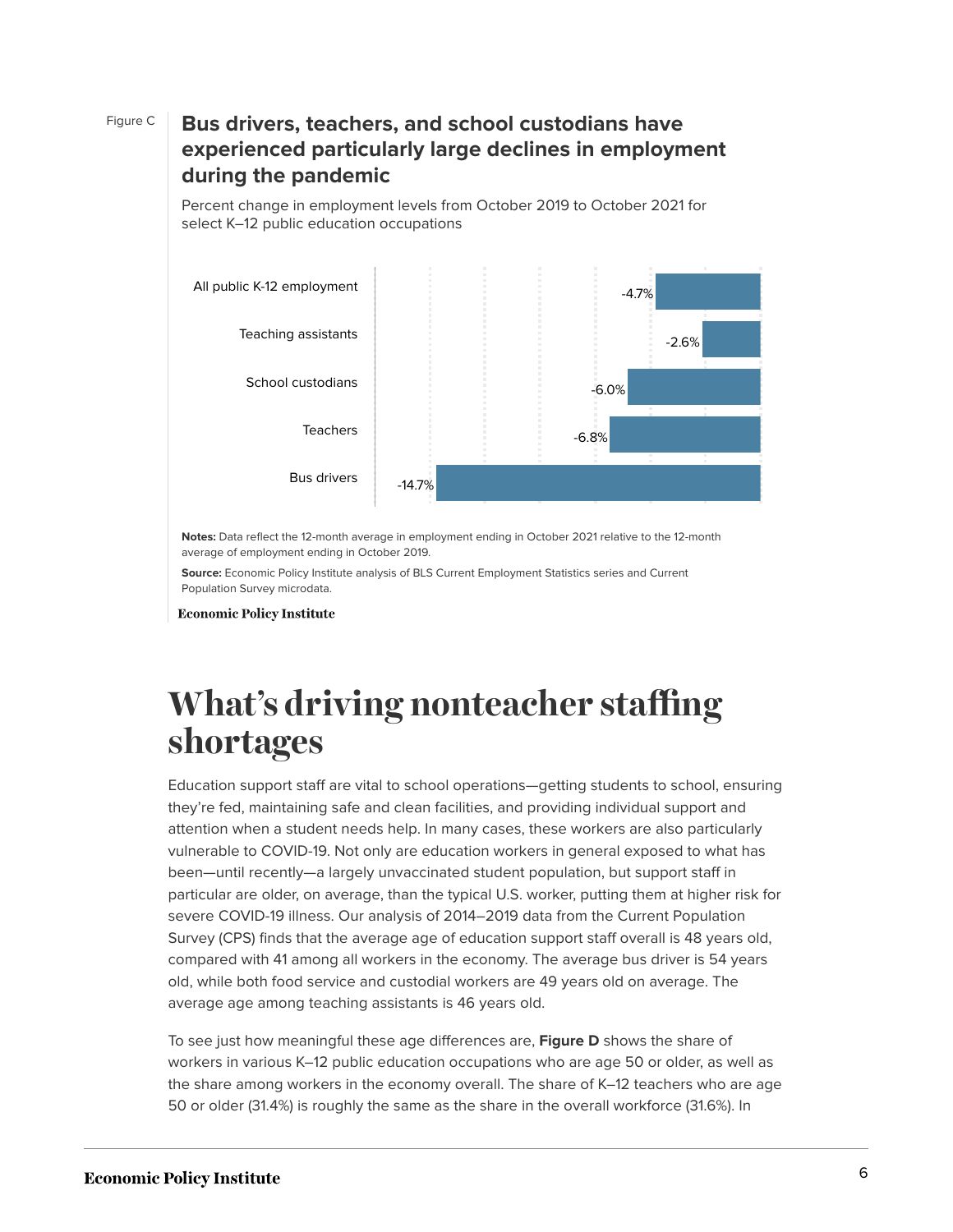Figure C

**Bus drivers, teachers, and school custodians have experienced particularly large declines in employment during the pandemic**

Percent change in employment levels from October 2019 to October 2021 for select K–12 public education occupations

| Occupation | Percent change |
| --- | --- |
| All public K-12 employment | -4.7% |
| Teaching assistants | -2.6% |
| School custodians | -6.0% |
| Teachers | -6.8% |
| Bus drivers | -14.7% |

**Notes:** Data reflect the 12-month average in employment ending in October 2021 relative to the 12-month average of employment ending in October 2019.

**Source:** Economic Policy Institute analysis of BLS Current Employment Statistics series and Current Population Survey microdata.

Economic Policy Institute

# What's driving nonteacher staffing shortages

Education support staff are vital to school operations—getting students to school, ensuring they're fed, maintaining safe and clean facilities, and providing individual support and attention when a student needs help. In many cases, these workers are also particularly vulnerable to COVID-19. Not only are education workers in general exposed to what has been—until recently—a largely unvaccinated student population, but support staff in particular are older, on average, than the typical U.S. worker, putting them at higher risk for severe COVID-19 illness. Our analysis of 2014–2019 data from the Current Population Survey (CPS) finds that the average age of education support staff overall is 48 years old, compared with 41 among all workers in the economy. The average bus driver is 54 years old, while both food service and custodial workers are 49 years old on average. The average age among teaching assistants is 46 years old.

To see just how meaningful these age differences are, **Figure D** shows the share of workers in various K–12 public education occupations who are age 50 or older, as well as the share among workers in the economy overall. The share of K–12 teachers who are age 50 or older (31.4%) is roughly the same as the share in the overall workforce (31.6%). In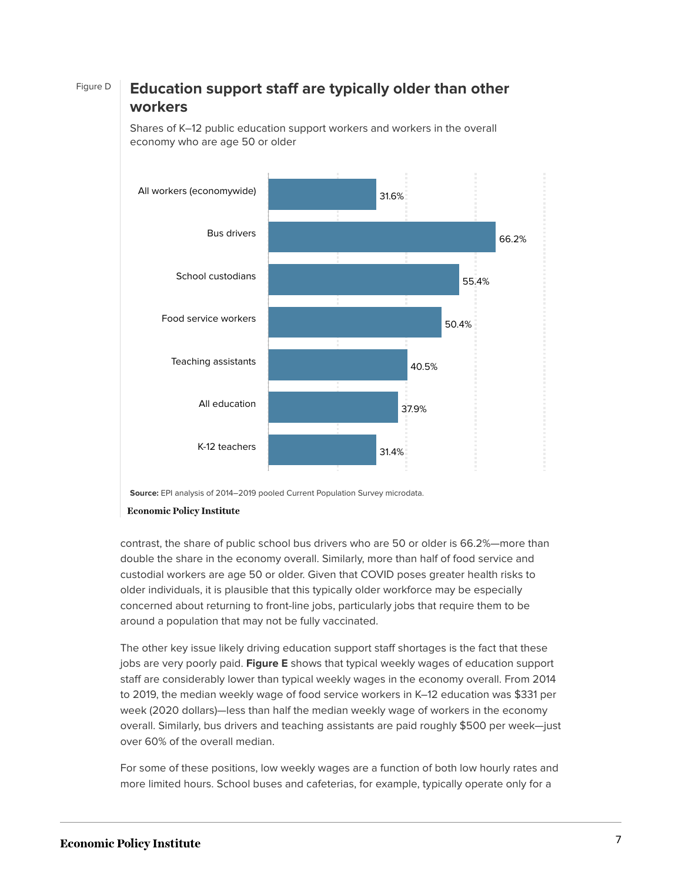Figure D

## Education support staff are typically older than other workers

Shares of K–12 public education support workers and workers in the overall economy who are age 50 or older

| Category | Share age 50 or older |
| --- | --- |
| All workers (economywide) | 31.6% |
| Bus drivers | 66.2% |
| School custodians | 55.4% |
| Food service workers | 50.4% |
| Teaching assistants | 40.5% |
| All education | 37.9% |
| K-12 teachers | 31.4% |

**Source:** EPI analysis of 2014–2019 pooled Current Population Survey microdata.

**Economic Policy Institute**

contrast, the share of public school bus drivers who are 50 or older is 66.2%—more than double the share in the economy overall. Similarly, more than half of food service and custodial workers are age 50 or older. Given that COVID poses greater health risks to older individuals, it is plausible that this typically older workforce may be especially concerned about returning to front-line jobs, particularly jobs that require them to be around a population that may not be fully vaccinated.

The other key issue likely driving education support staff shortages is the fact that these jobs are very poorly paid. **Figure E** shows that typical weekly wages of education support staff are considerably lower than typical weekly wages in the economy overall. From 2014 to 2019, the median weekly wage of food service workers in K–12 education was $331 per week (2020 dollars)—less than half the median weekly wage of workers in the economy overall. Similarly, bus drivers and teaching assistants are paid roughly $500 per week—just over 60% of the overall median.

For some of these positions, low weekly wages are a function of both low hourly rates and more limited hours. School buses and cafeterias, for example, typically operate only for a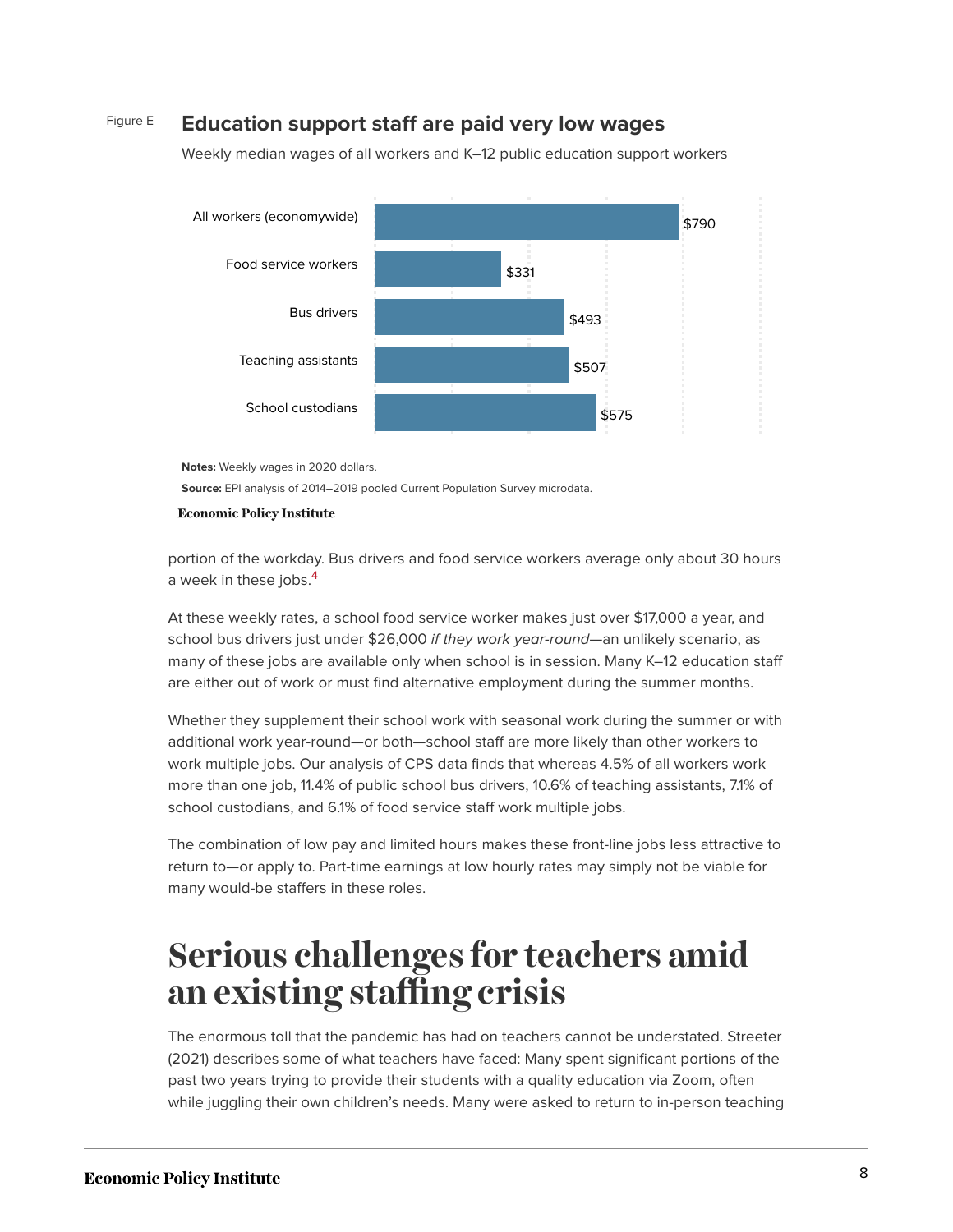Figure E

**Education support staff are paid very low wages**

Weekly median wages of all workers and K–12 public education support workers

| Category | Weekly median wage |
| --- | --- |
| All workers (economywide) | $790 |
| Food service workers | $331 |
| Bus drivers | $493 |
| Teaching assistants | $507 |
| School custodians | $575 |

**Notes:** Weekly wages in 2020 dollars.

**Source:** EPI analysis of 2014–2019 pooled Current Population Survey microdata.

**Economic Policy Institute**

portion of the workday. Bus drivers and food service workers average only about 30 hours a week in these jobs.[4]

At these weekly rates, a school food service worker makes just over $17,000 a year, and school bus drivers just under $26,000 *if they work year-round*—an unlikely scenario, as many of these jobs are available only when school is in session. Many K–12 education staff are either out of work or must find alternative employment during the summer months.

Whether they supplement their school work with seasonal work during the summer or with additional work year-round—or both—school staff are more likely than other workers to work multiple jobs. Our analysis of CPS data finds that whereas 4.5% of all workers work more than one job, 11.4% of public school bus drivers, 10.6% of teaching assistants, 7.1% of school custodians, and 6.1% of food service staff work multiple jobs.

The combination of low pay and limited hours makes these front-line jobs less attractive to return to—or apply to. Part-time earnings at low hourly rates may simply not be viable for many would-be staffers in these roles.

# Serious challenges for teachers amid an existing staffing crisis

The enormous toll that the pandemic has had on teachers cannot be understated. Streeter (2021) describes some of what teachers have faced: Many spent significant portions of the past two years trying to provide their students with a quality education via Zoom, often while juggling their own children's needs. Many were asked to return to in-person teaching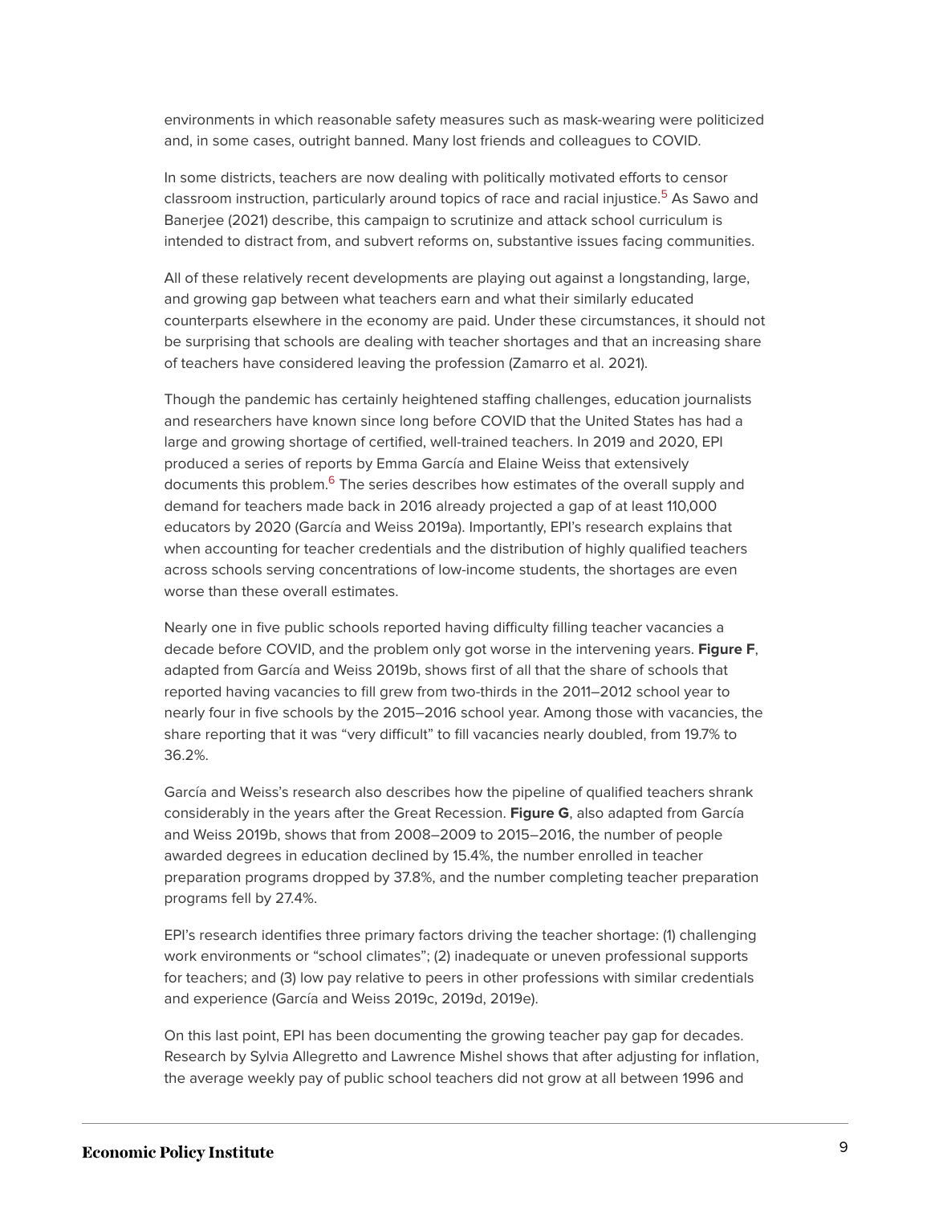environments in which reasonable safety measures such as mask-wearing were politicized and, in some cases, outright banned. Many lost friends and colleagues to COVID.

In some districts, teachers are now dealing with politically motivated efforts to censor classroom instruction, particularly around topics of race and racial injustice.[5] As Sawo and Banerjee (2021) describe, this campaign to scrutinize and attack school curriculum is intended to distract from, and subvert reforms on, substantive issues facing communities.

All of these relatively recent developments are playing out against a longstanding, large, and growing gap between what teachers earn and what their similarly educated counterparts elsewhere in the economy are paid. Under these circumstances, it should not be surprising that schools are dealing with teacher shortages and that an increasing share of teachers have considered leaving the profession (Zamarro et al. 2021).

Though the pandemic has certainly heightened staffing challenges, education journalists and researchers have known since long before COVID that the United States has had a large and growing shortage of certified, well-trained teachers. In 2019 and 2020, EPI produced a series of reports by Emma García and Elaine Weiss that extensively documents this problem.[6] The series describes how estimates of the overall supply and demand for teachers made back in 2016 already projected a gap of at least 110,000 educators by 2020 (García and Weiss 2019a). Importantly, EPI's research explains that when accounting for teacher credentials and the distribution of highly qualified teachers across schools serving concentrations of low-income students, the shortages are even worse than these overall estimates.

Nearly one in five public schools reported having difficulty filling teacher vacancies a decade before COVID, and the problem only got worse in the intervening years. **Figure F**, adapted from García and Weiss 2019b, shows first of all that the share of schools that reported having vacancies to fill grew from two-thirds in the 2011–2012 school year to nearly four in five schools by the 2015–2016 school year. Among those with vacancies, the share reporting that it was "very difficult" to fill vacancies nearly doubled, from 19.7% to 36.2%.

García and Weiss's research also describes how the pipeline of qualified teachers shrank considerably in the years after the Great Recession. **Figure G**, also adapted from García and Weiss 2019b, shows that from 2008–2009 to 2015–2016, the number of people awarded degrees in education declined by 15.4%, the number enrolled in teacher preparation programs dropped by 37.8%, and the number completing teacher preparation programs fell by 27.4%.

EPI's research identifies three primary factors driving the teacher shortage: (1) challenging work environments or "school climates"; (2) inadequate or uneven professional supports for teachers; and (3) low pay relative to peers in other professions with similar credentials and experience (García and Weiss 2019c, 2019d, 2019e).

On this last point, EPI has been documenting the growing teacher pay gap for decades. Research by Sylvia Allegretto and Lawrence Mishel shows that after adjusting for inflation, the average weekly pay of public school teachers did not grow at all between 1996 and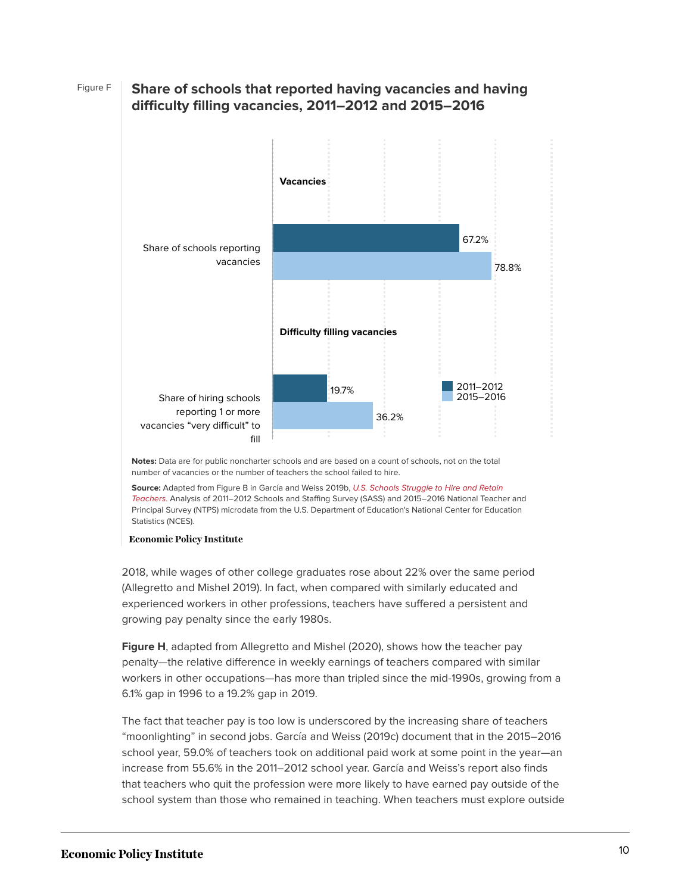Figure F

## Share of schools that reported having vacancies and having difficulty filling vacancies, 2011–2012 and 2015–2016

| | 2011–2012 | 2015–2016 |
|---|---|---|
| **Vacancies** | | |
| Share of schools reporting vacancies | 67.2% | 78.8% |
| **Difficulty filling vacancies** | | |
| Share of hiring schools reporting 1 or more vacancies "very difficult" to fill | 19.7% | 36.2% |

**Notes:** Data are for public noncharter schools and are based on a count of schools, not on the total number of vacancies or the number of teachers the school failed to hire.

**Source:** Adapted from Figure B in García and Weiss 2019b, *U.S. Schools Struggle to Hire and Retain Teachers*. Analysis of 2011–2012 Schools and Staffing Survey (SASS) and 2015–2016 National Teacher and Principal Survey (NTPS) microdata from the U.S. Department of Education's National Center for Education Statistics (NCES).

**Economic Policy Institute**

2018, while wages of other college graduates rose about 22% over the same period (Allegretto and Mishel 2019). In fact, when compared with similarly educated and experienced workers in other professions, teachers have suffered a persistent and growing pay penalty since the early 1980s.

**Figure H**, adapted from Allegretto and Mishel (2020), shows how the teacher pay penalty—the relative difference in weekly earnings of teachers compared with similar workers in other occupations—has more than tripled since the mid-1990s, growing from a 6.1% gap in 1996 to a 19.2% gap in 2019.

The fact that teacher pay is too low is underscored by the increasing share of teachers "moonlighting" in second jobs. García and Weiss (2019c) document that in the 2015–2016 school year, 59.0% of teachers took on additional paid work at some point in the year—an increase from 55.6% in the 2011–2012 school year. García and Weiss's report also finds that teachers who quit the profession were more likely to have earned pay outside of the school system than those who remained in teaching. When teachers must explore outside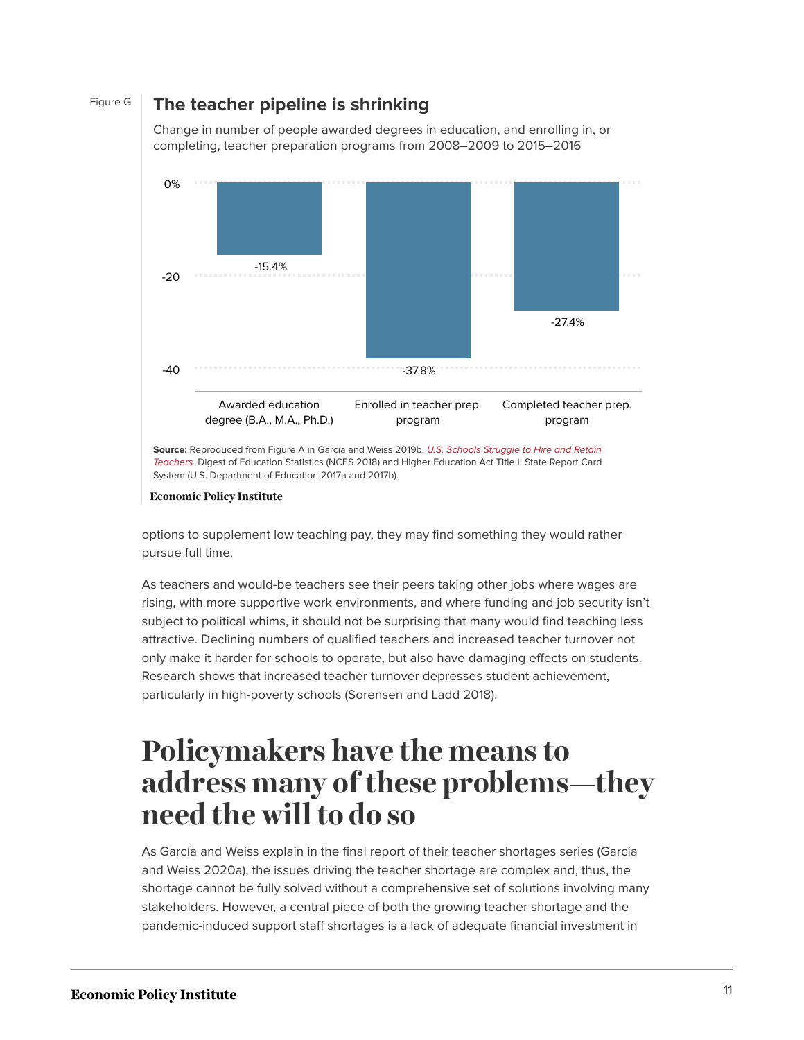Figure G

### The teacher pipeline is shrinking

Change in number of people awarded degrees in education, and enrolling in, or completing, teacher preparation programs from 2008–2009 to 2015–2016

| Category | Change |
| --- | --- |
| Awarded education degree (B.A., M.A., Ph.D.) | -15.4% |
| Enrolled in teacher prep. program | -37.8% |
| Completed teacher prep. program | -27.4% |

**Source:** Reproduced from Figure A in García and Weiss 2019b, *U.S. Schools Struggle to Hire and Retain Teachers*. Digest of Education Statistics (NCES 2018) and Higher Education Act Title II State Report Card System (U.S. Department of Education 2017a and 2017b).

Economic Policy Institute

options to supplement low teaching pay, they may find something they would rather pursue full time.

As teachers and would-be teachers see their peers taking other jobs where wages are rising, with more supportive work environments, and where funding and job security isn't subject to political whims, it should not be surprising that many would find teaching less attractive. Declining numbers of qualified teachers and increased teacher turnover not only make it harder for schools to operate, but also have damaging effects on students. Research shows that increased teacher turnover depresses student achievement, particularly in high-poverty schools (Sorensen and Ladd 2018).

# Policymakers have the means to address many of these problems—they need the will to do so

As García and Weiss explain in the final report of their teacher shortages series (García and Weiss 2020a), the issues driving the teacher shortage are complex and, thus, the shortage cannot be fully solved without a comprehensive set of solutions involving many stakeholders. However, a central piece of both the growing teacher shortage and the pandemic-induced support staff shortages is a lack of adequate financial investment in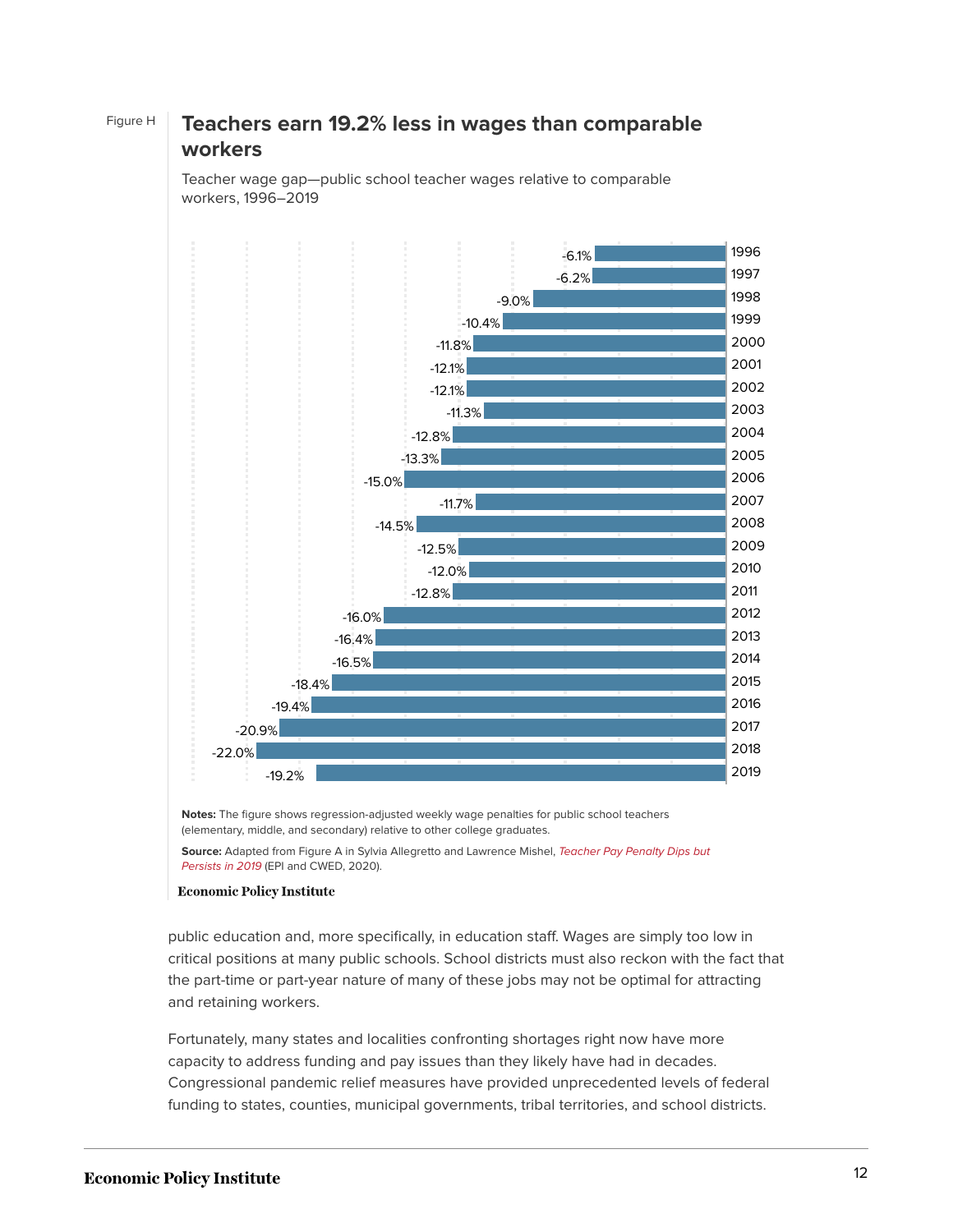Figure H

## Teachers earn 19.2% less in wages than comparable workers

Teacher wage gap—public school teacher wages relative to comparable workers, 1996–2019

| Year | Wage gap |
|---|---|
| 1996 | -6.1% |
| 1997 | -6.2% |
| 1998 | -9.0% |
| 1999 | -10.4% |
| 2000 | -11.8% |
| 2001 | -12.1% |
| 2002 | -12.1% |
| 2003 | -11.3% |
| 2004 | -12.8% |
| 2005 | -13.3% |
| 2006 | -15.0% |
| 2007 | -11.7% |
| 2008 | -14.5% |
| 2009 | -12.5% |
| 2010 | -12.0% |
| 2011 | -12.8% |
| 2012 | -16.0% |
| 2013 | -16.4% |
| 2014 | -16.5% |
| 2015 | -18.4% |
| 2016 | -19.4% |
| 2017 | -20.9% |
| 2018 | -22.0% |
| 2019 | -19.2% |

**Notes:** The figure shows regression-adjusted weekly wage penalties for public school teachers (elementary, middle, and secondary) relative to other college graduates.

**Source:** Adapted from Figure A in Sylvia Allegretto and Lawrence Mishel, *Teacher Pay Penalty Dips but Persists in 2019* (EPI and CWED, 2020).

Economic Policy Institute

public education and, more specifically, in education staff. Wages are simply too low in critical positions at many public schools. School districts must also reckon with the fact that the part-time or part-year nature of many of these jobs may not be optimal for attracting and retaining workers.

Fortunately, many states and localities confronting shortages right now have more capacity to address funding and pay issues than they likely have had in decades. Congressional pandemic relief measures have provided unprecedented levels of federal funding to states, counties, municipal governments, tribal territories, and school districts.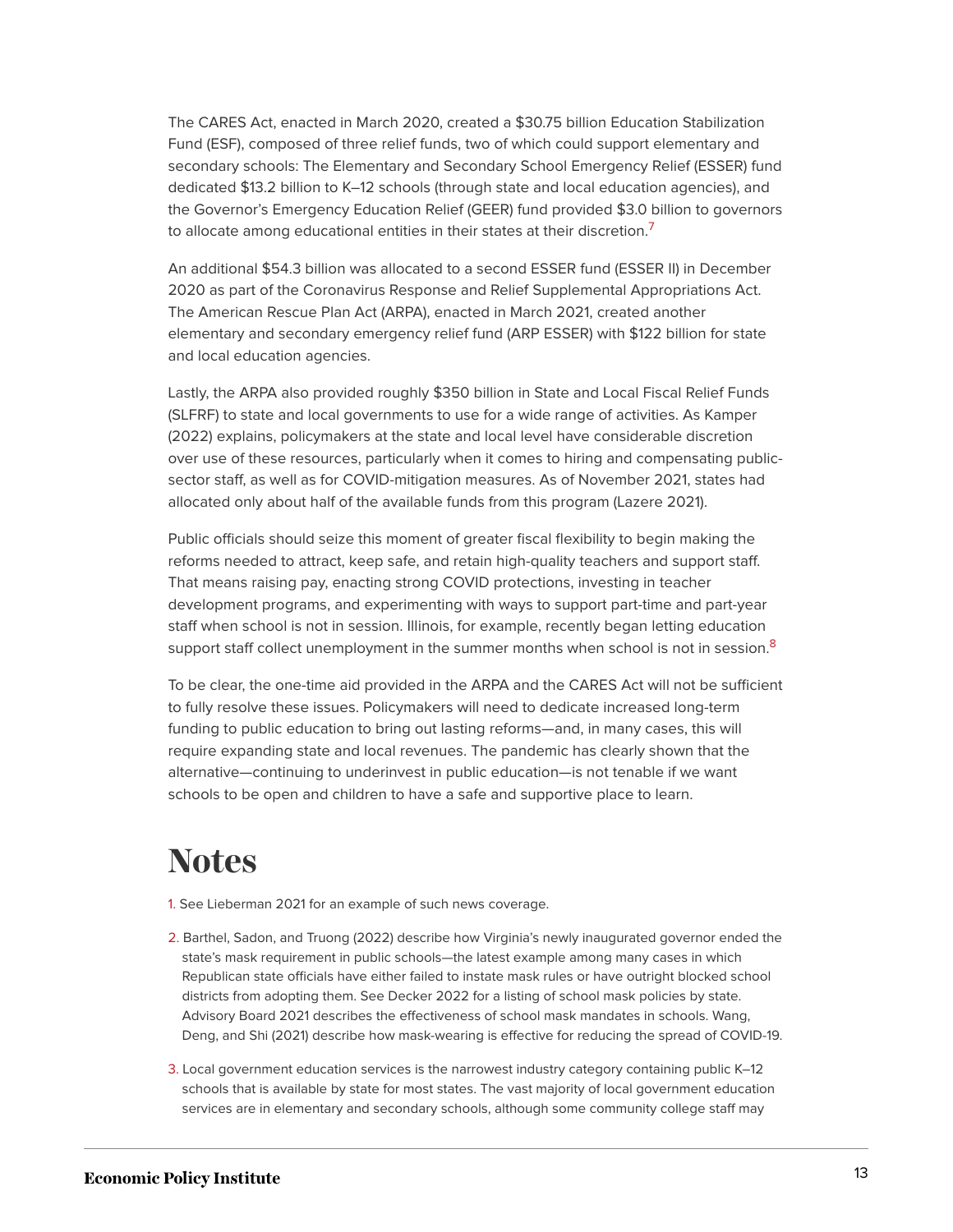The CARES Act, enacted in March 2020, created a $30.75 billion Education Stabilization Fund (ESF), composed of three relief funds, two of which could support elementary and secondary schools: The Elementary and Secondary School Emergency Relief (ESSER) fund dedicated $13.2 billion to K–12 schools (through state and local education agencies), and the Governor's Emergency Education Relief (GEER) fund provided $3.0 billion to governors to allocate among educational entities in their states at their discretion.[7]

An additional $54.3 billion was allocated to a second ESSER fund (ESSER II) in December 2020 as part of the Coronavirus Response and Relief Supplemental Appropriations Act. The American Rescue Plan Act (ARPA), enacted in March 2021, created another elementary and secondary emergency relief fund (ARP ESSER) with $122 billion for state and local education agencies.

Lastly, the ARPA also provided roughly $350 billion in State and Local Fiscal Relief Funds (SLFRF) to state and local governments to use for a wide range of activities. As Kamper (2022) explains, policymakers at the state and local level have considerable discretion over use of these resources, particularly when it comes to hiring and compensating public-sector staff, as well as for COVID-mitigation measures. As of November 2021, states had allocated only about half of the available funds from this program (Lazere 2021).

Public officials should seize this moment of greater fiscal flexibility to begin making the reforms needed to attract, keep safe, and retain high-quality teachers and support staff. That means raising pay, enacting strong COVID protections, investing in teacher development programs, and experimenting with ways to support part-time and part-year staff when school is not in session. Illinois, for example, recently began letting education support staff collect unemployment in the summer months when school is not in session.[8]

To be clear, the one-time aid provided in the ARPA and the CARES Act will not be sufficient to fully resolve these issues. Policymakers will need to dedicate increased long-term funding to public education to bring out lasting reforms—and, in many cases, this will require expanding state and local revenues. The pandemic has clearly shown that the alternative—continuing to underinvest in public education—is not tenable if we want schools to be open and children to have a safe and supportive place to learn.

# Notes

1. See Lieberman 2021 for an example of such news coverage.

2. Barthel, Sadon, and Truong (2022) describe how Virginia's newly inaugurated governor ended the state's mask requirement in public schools—the latest example among many cases in which Republican state officials have either failed to instate mask rules or have outright blocked school districts from adopting them. See Decker 2022 for a listing of school mask policies by state. Advisory Board 2021 describes the effectiveness of school mask mandates in schools. Wang, Deng, and Shi (2021) describe how mask-wearing is effective for reducing the spread of COVID-19.

3. Local government education services is the narrowest industry category containing public K–12 schools that is available by state for most states. The vast majority of local government education services are in elementary and secondary schools, although some community college staff may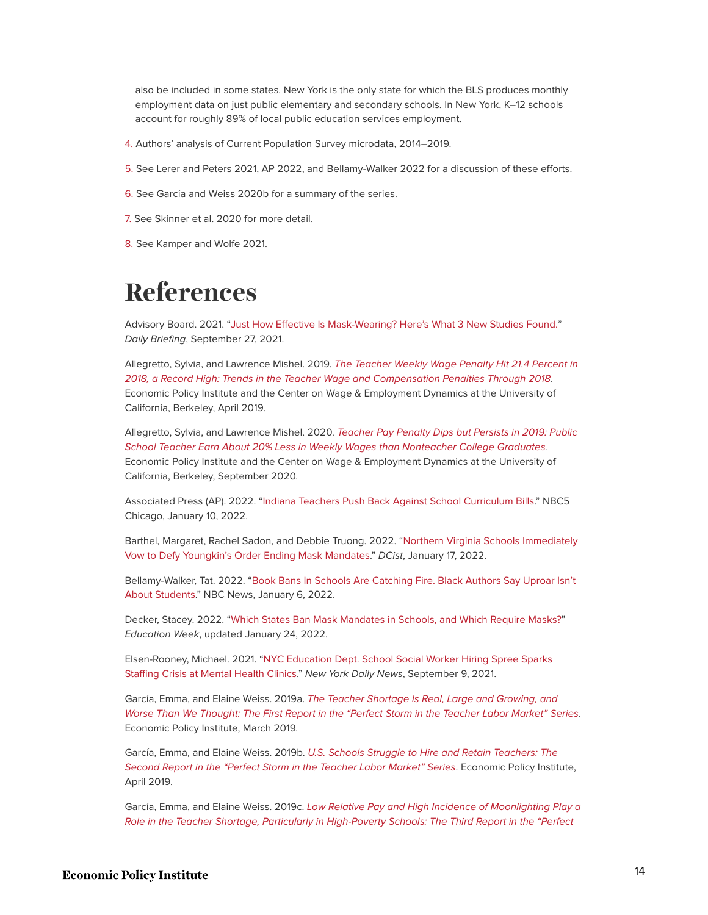also be included in some states. New York is the only state for which the BLS produces monthly employment data on just public elementary and secondary schools. In New York, K–12 schools account for roughly 89% of local public education services employment.

4. Authors' analysis of Current Population Survey microdata, 2014–2019.

5. See Lerer and Peters 2021, AP 2022, and Bellamy-Walker 2022 for a discussion of these efforts.

6. See García and Weiss 2020b for a summary of the series.

7. See Skinner et al. 2020 for more detail.

8. See Kamper and Wolfe 2021.

# References

Advisory Board. 2021. "Just How Effective Is Mask-Wearing? Here's What 3 New Studies Found." *Daily Briefing*, September 27, 2021.

Allegretto, Sylvia, and Lawrence Mishel. 2019. *The Teacher Weekly Wage Penalty Hit 21.4 Percent in 2018, a Record High: Trends in the Teacher Wage and Compensation Penalties Through 2018*. Economic Policy Institute and the Center on Wage & Employment Dynamics at the University of California, Berkeley, April 2019.

Allegretto, Sylvia, and Lawrence Mishel. 2020. *Teacher Pay Penalty Dips but Persists in 2019: Public School Teacher Earn About 20% Less in Weekly Wages than Nonteacher College Graduates*. Economic Policy Institute and the Center on Wage & Employment Dynamics at the University of California, Berkeley, September 2020.

Associated Press (AP). 2022. "Indiana Teachers Push Back Against School Curriculum Bills." NBC5 Chicago, January 10, 2022.

Barthel, Margaret, Rachel Sadon, and Debbie Truong. 2022. "Northern Virginia Schools Immediately Vow to Defy Youngkin's Order Ending Mask Mandates." *DCist*, January 17, 2022.

Bellamy-Walker, Tat. 2022. "Book Bans In Schools Are Catching Fire. Black Authors Say Uproar Isn't About Students." NBC News, January 6, 2022.

Decker, Stacey. 2022. "Which States Ban Mask Mandates in Schools, and Which Require Masks?" *Education Week*, updated January 24, 2022.

Elsen-Rooney, Michael. 2021. "NYC Education Dept. School Social Worker Hiring Spree Sparks Staffing Crisis at Mental Health Clinics." *New York Daily News*, September 9, 2021.

García, Emma, and Elaine Weiss. 2019a. *The Teacher Shortage Is Real, Large and Growing, and Worse Than We Thought: The First Report in the "Perfect Storm in the Teacher Labor Market" Series*. Economic Policy Institute, March 2019.

García, Emma, and Elaine Weiss. 2019b. *U.S. Schools Struggle to Hire and Retain Teachers: The Second Report in the "Perfect Storm in the Teacher Labor Market" Series*. Economic Policy Institute, April 2019.

García, Emma, and Elaine Weiss. 2019c. *Low Relative Pay and High Incidence of Moonlighting Play a Role in the Teacher Shortage, Particularly in High-Poverty Schools: The Third Report in the "Perfect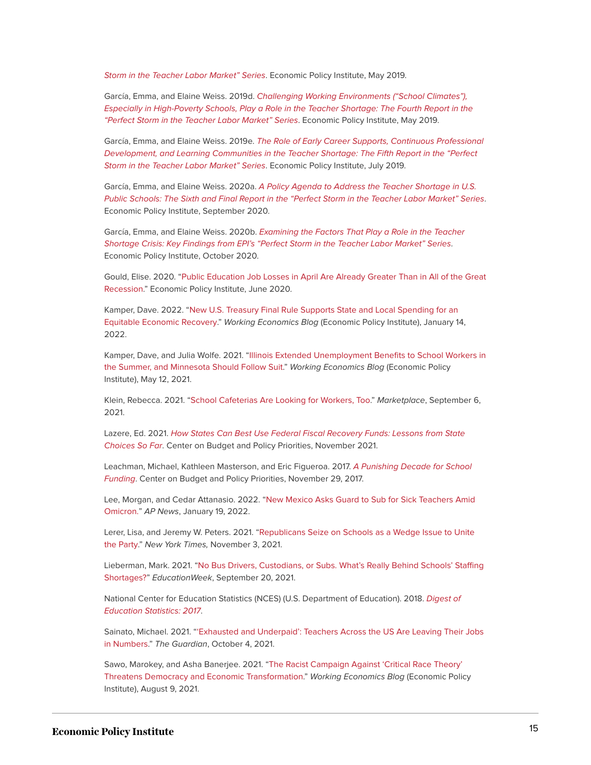*Storm in the Teacher Labor Market" Series*. Economic Policy Institute, May 2019.

García, Emma, and Elaine Weiss. 2019d. *Challenging Working Environments ("School Climates"), Especially in High-Poverty Schools, Play a Role in the Teacher Shortage: The Fourth Report in the "Perfect Storm in the Teacher Labor Market" Series*. Economic Policy Institute, May 2019.

García, Emma, and Elaine Weiss. 2019e. *The Role of Early Career Supports, Continuous Professional Development, and Learning Communities in the Teacher Shortage: The Fifth Report in the "Perfect Storm in the Teacher Labor Market" Series*. Economic Policy Institute, July 2019.

García, Emma, and Elaine Weiss. 2020a. *A Policy Agenda to Address the Teacher Shortage in U.S. Public Schools: The Sixth and Final Report in the "Perfect Storm in the Teacher Labor Market" Series*. Economic Policy Institute, September 2020.

García, Emma, and Elaine Weiss. 2020b. *Examining the Factors That Play a Role in the Teacher Shortage Crisis: Key Findings from EPI's "Perfect Storm in the Teacher Labor Market" Series*. Economic Policy Institute, October 2020.

Gould, Elise. 2020. "Public Education Job Losses in April Are Already Greater Than in All of the Great Recession." Economic Policy Institute, June 2020.

Kamper, Dave. 2022. "New U.S. Treasury Final Rule Supports State and Local Spending for an Equitable Economic Recovery." *Working Economics Blog* (Economic Policy Institute), January 14, 2022.

Kamper, Dave, and Julia Wolfe. 2021. "Illinois Extended Unemployment Benefits to School Workers in the Summer, and Minnesota Should Follow Suit." *Working Economics Blog* (Economic Policy Institute), May 12, 2021.

Klein, Rebecca. 2021. "School Cafeterias Are Looking for Workers, Too." *Marketplace*, September 6, 2021.

Lazere, Ed. 2021. *How States Can Best Use Federal Fiscal Recovery Funds: Lessons from State Choices So Far*. Center on Budget and Policy Priorities, November 2021.

Leachman, Michael, Kathleen Masterson, and Eric Figueroa. 2017. *A Punishing Decade for School Funding*. Center on Budget and Policy Priorities, November 29, 2017.

Lee, Morgan, and Cedar Attanasio. 2022. "New Mexico Asks Guard to Sub for Sick Teachers Amid Omicron." *AP News*, January 19, 2022.

Lerer, Lisa, and Jeremy W. Peters. 2021. "Republicans Seize on Schools as a Wedge Issue to Unite the Party." *New York Times,* November 3, 2021.

Lieberman, Mark. 2021. "No Bus Drivers, Custodians, or Subs. What's Really Behind Schools' Staffing Shortages?" *EducationWeek*, September 20, 2021.

National Center for Education Statistics (NCES) (U.S. Department of Education). 2018. *Digest of Education Statistics: 2017*.

Sainato, Michael. 2021. "'Exhausted and Underpaid': Teachers Across the US Are Leaving Their Jobs in Numbers." *The Guardian*, October 4, 2021.

Sawo, Marokey, and Asha Banerjee. 2021. "The Racist Campaign Against 'Critical Race Theory' Threatens Democracy and Economic Transformation." *Working Economics Blog* (Economic Policy Institute), August 9, 2021.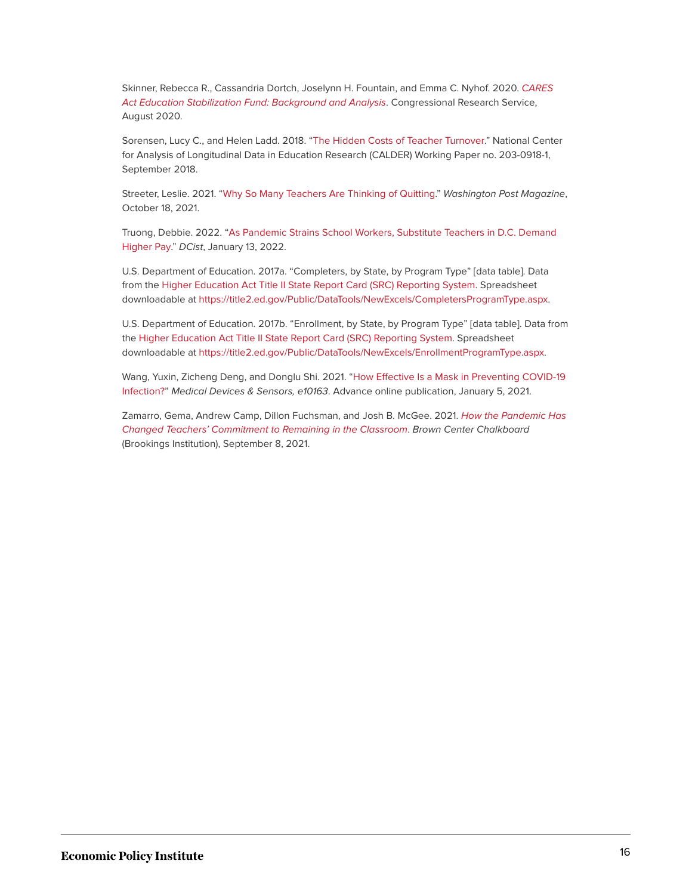Skinner, Rebecca R., Cassandria Dortch, Joselynn H. Fountain, and Emma C. Nyhof. 2020. *CARES Act Education Stabilization Fund: Background and Analysis*. Congressional Research Service, August 2020.

Sorensen, Lucy C., and Helen Ladd. 2018. "The Hidden Costs of Teacher Turnover." National Center for Analysis of Longitudinal Data in Education Research (CALDER) Working Paper no. 203-0918-1, September 2018.

Streeter, Leslie. 2021. "Why So Many Teachers Are Thinking of Quitting." *Washington Post Magazine*, October 18, 2021.

Truong, Debbie. 2022. "As Pandemic Strains School Workers, Substitute Teachers in D.C. Demand Higher Pay." *DCist*, January 13, 2022.

U.S. Department of Education. 2017a. "Completers, by State, by Program Type" [data table]. Data from the Higher Education Act Title II State Report Card (SRC) Reporting System. Spreadsheet downloadable at https://title2.ed.gov/Public/DataTools/NewExcels/CompletersProgramType.aspx.

U.S. Department of Education. 2017b. "Enrollment, by State, by Program Type" [data table]. Data from the Higher Education Act Title II State Report Card (SRC) Reporting System. Spreadsheet downloadable at https://title2.ed.gov/Public/DataTools/NewExcels/EnrollmentProgramType.aspx.

Wang, Yuxin, Zicheng Deng, and Donglu Shi. 2021. "How Effective Is a Mask in Preventing COVID-19 Infection?" *Medical Devices & Sensors, e10163*. Advance online publication, January 5, 2021.

Zamarro, Gema, Andrew Camp, Dillon Fuchsman, and Josh B. McGee. 2021. *How the Pandemic Has Changed Teachers' Commitment to Remaining in the Classroom*. *Brown Center Chalkboard* (Brookings Institution), September 8, 2021.